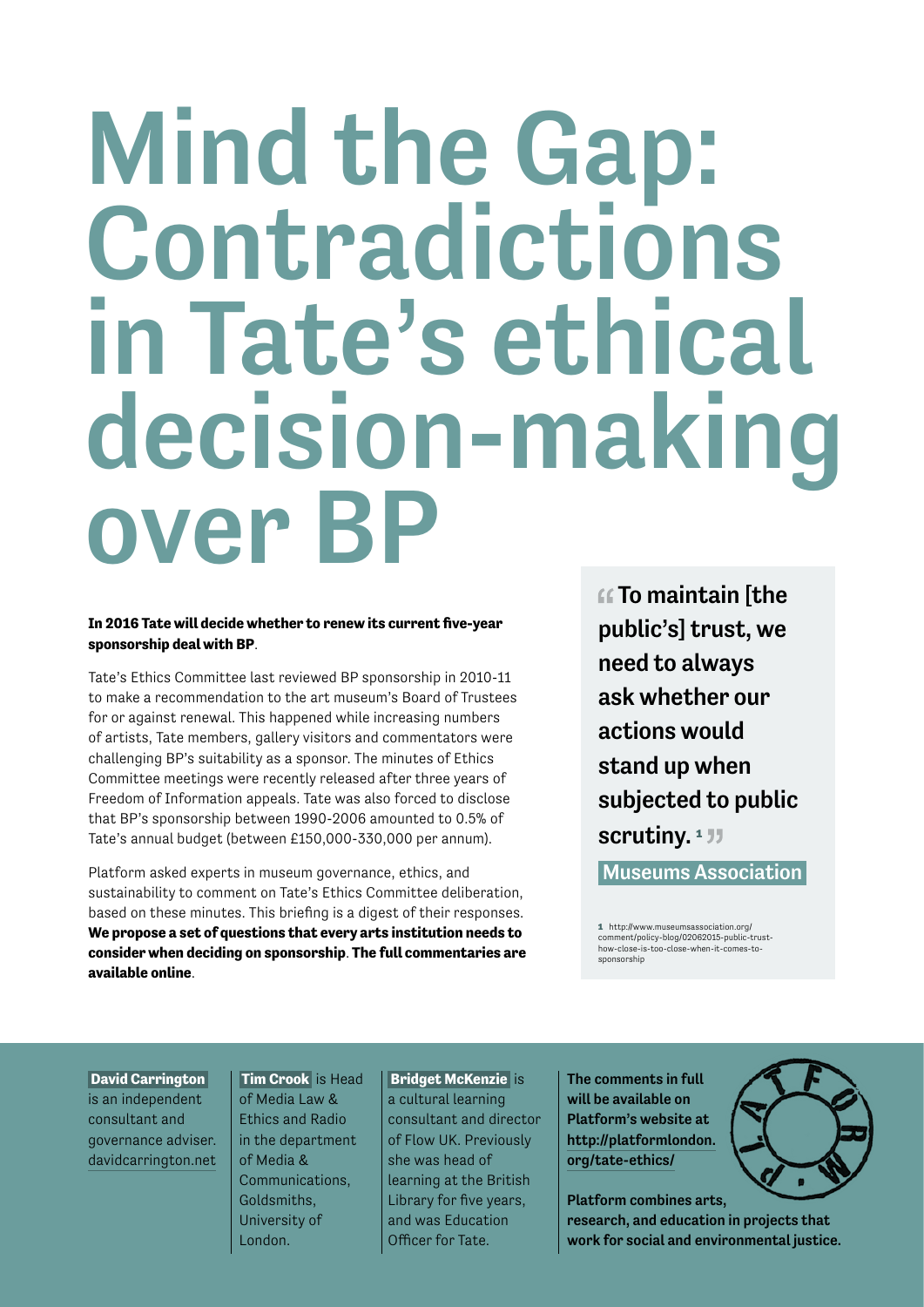# Mind the Gap: Contradictions in Tate's ethical decision-making over BP

**In 2016 Tate will decide whether to renew its current five-year sponsorship deal with BP**.

Tate's Ethics Committee last reviewed BP sponsorship in 2010-11 to make a recommendation to the art museum's Board of Trustees for or against renewal. This happened while increasing numbers of artists, Tate members, gallery visitors and commentators were challenging BP's suitability as a sponsor. The minutes of Ethics Committee meetings were recently released after three years of Freedom of Information appeals. Tate was also forced to disclose that BP's sponsorship between 1990-2006 amounted to 0.5% of Tate's annual budget (between £150,000-330,000 per annum).

Platform asked experts in museum governance, ethics, and sustainability to comment on Tate's Ethics Committee deliberation, based on these minutes. This briefing is a digest of their responses. **We propose a set of questions that every arts institution needs to consider when deciding on sponsorship**. **The full commentaries are available online**.

> **"To maintain [the public's] trust, we need to always ask whether our actions would stand up when subjected to public scrutiny.[1]"**
>
> **Museums Association**

[1] http://www.museumsassociation.org/comment/policy-blog/02062015-public-trust-how-close-is-too-close-when-it-comes-to-sponsorship

**David Carrington** is an independent consultant and governance adviser. davidcarrington.net

**Tim Crook** is Head of Media Law & Ethics and Radio in the department of Media & Communications, Goldsmiths, University of London.

**Bridget McKenzie** is a cultural learning consultant and director of Flow UK. Previously she was head of learning at the British Library for five years, and was Education Officer for Tate.

**The comments in full will be available on Platform's website at http://platformlondon.org/tate-ethics/**

**Platform combines arts, research, and education in projects that work for social and environmental justice.**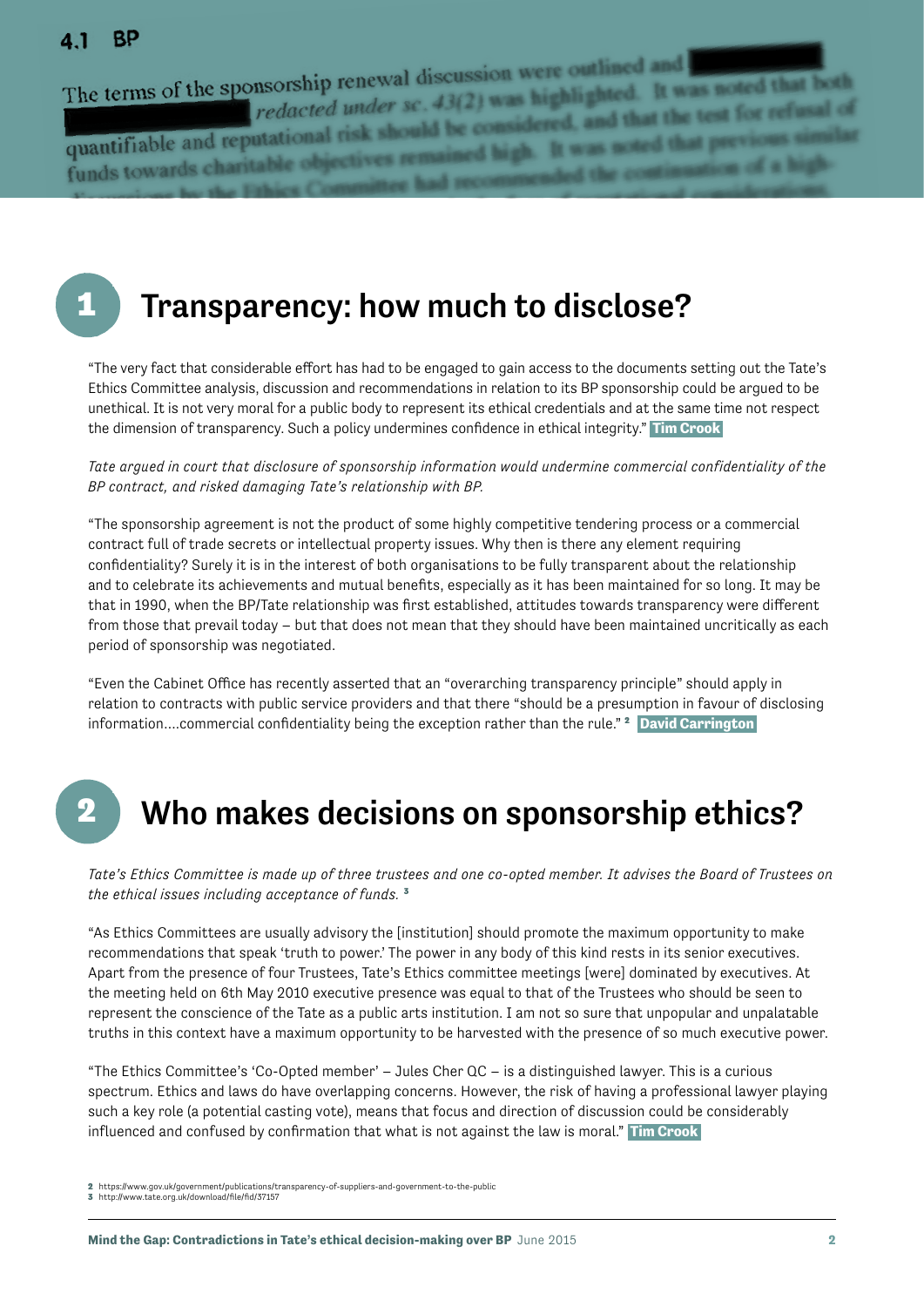## 1 Transparency: how much to disclose?

"The very fact that considerable effort has had to be engaged to gain access to the documents setting out the Tate's Ethics Committee analysis, discussion and recommendations in relation to its BP sponsorship could be argued to be unethical. It is not very moral for a public body to represent its ethical credentials and at the same time not respect the dimension of transparency. Such a policy undermines confidence in ethical integrity." **Tim Crook**

*Tate argued in court that disclosure of sponsorship information would undermine commercial confidentiality of the BP contract, and risked damaging Tate's relationship with BP.*

"The sponsorship agreement is not the product of some highly competitive tendering process or a commercial contract full of trade secrets or intellectual property issues. Why then is there any element requiring confidentiality? Surely it is in the interest of both organisations to be fully transparent about the relationship and to celebrate its achievements and mutual benefits, especially as it has been maintained for so long. It may be that in 1990, when the BP/Tate relationship was first established, attitudes towards transparency were different from those that prevail today – but that does not mean that they should have been maintained uncritically as each period of sponsorship was negotiated.

"Even the Cabinet Office has recently asserted that an "overarching transparency principle" should apply in relation to contracts with public service providers and that there "should be a presumption in favour of disclosing information....commercial confidentiality being the exception rather than the rule." [2] **David Carrington**

## 2 Who makes decisions on sponsorship ethics?

*Tate's Ethics Committee is made up of three trustees and one co-opted member. It advises the Board of Trustees on the ethical issues including acceptance of funds.* [3]

"As Ethics Committees are usually advisory the [institution] should promote the maximum opportunity to make recommendations that speak 'truth to power.' The power in any body of this kind rests in its senior executives. Apart from the presence of four Trustees, Tate's Ethics committee meetings [were] dominated by executives. At the meeting held on 6th May 2010 executive presence was equal to that of the Trustees who should be seen to represent the conscience of the Tate as a public arts institution. I am not so sure that unpopular and unpalatable truths in this context have a maximum opportunity to be harvested with the presence of so much executive power.

"The Ethics Committee's 'Co-Opted member' – Jules Cher QC – is a distinguished lawyer. This is a curious spectrum. Ethics and laws do have overlapping concerns. However, the risk of having a professional lawyer playing such a key role (a potential casting vote), means that focus and direction of discussion could be considerably influenced and confused by confirmation that what is not against the law is moral." **Tim Crook**

2 https://www.gov.uk/government/publications/transparency-of-suppliers-and-government-to-the-public
3 http://www.tate.org.uk/download/file/fid/37157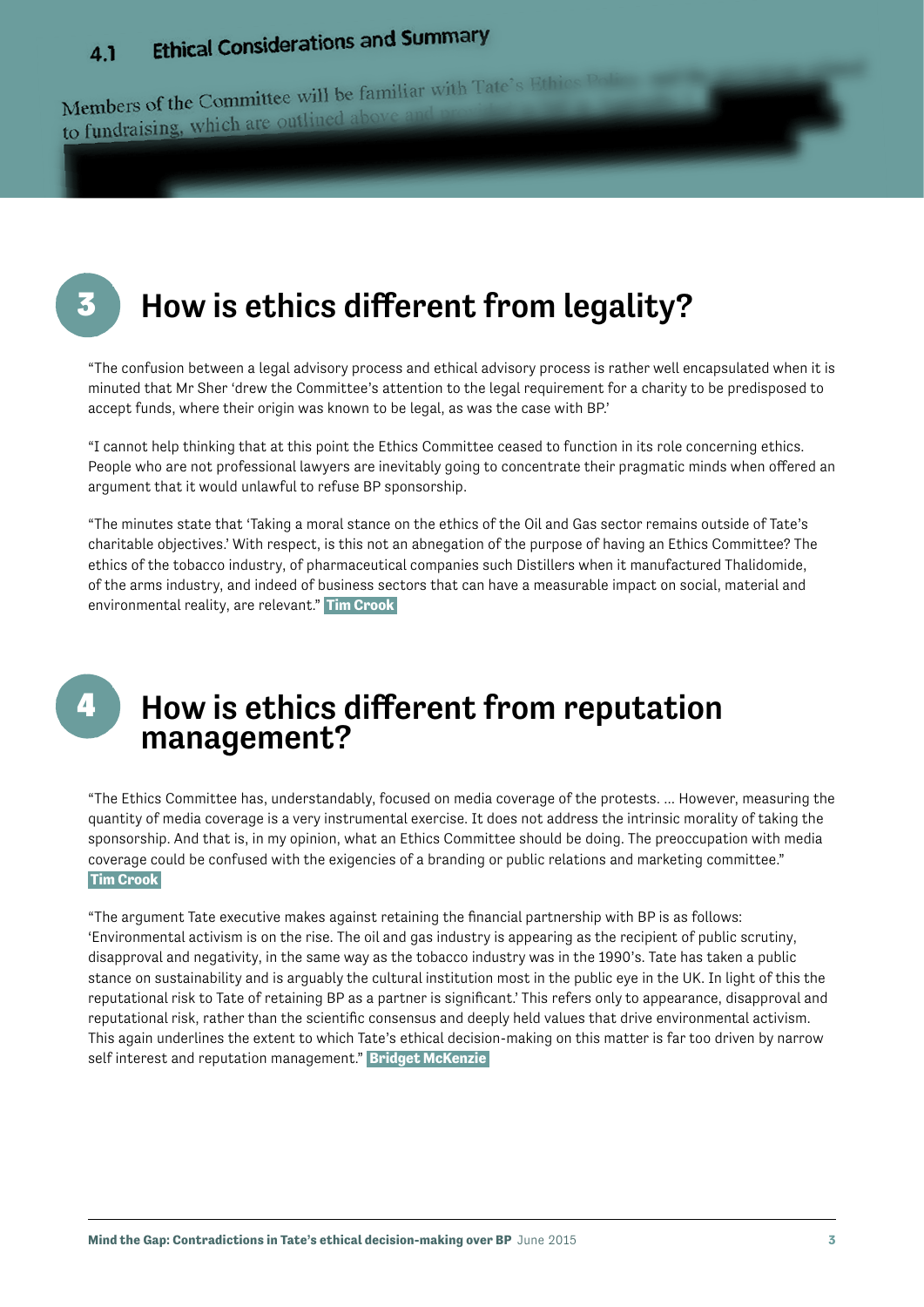4.1 Ethical Considerations and Summary

Members of the Committee will be familiar with Tate's Ethics Policy ... to fundraising, which are outlined above and ...

## 3 How is ethics different from legality?

"The confusion between a legal advisory process and ethical advisory process is rather well encapsulated when it is minuted that Mr Sher 'drew the Committee's attention to the legal requirement for a charity to be predisposed to accept funds, where their origin was known to be legal, as was the case with BP.'

"I cannot help thinking that at this point the Ethics Committee ceased to function in its role concerning ethics. People who are not professional lawyers are inevitably going to concentrate their pragmatic minds when offered an argument that it would unlawful to refuse BP sponsorship.

"The minutes state that 'Taking a moral stance on the ethics of the Oil and Gas sector remains outside of Tate's charitable objectives.' With respect, is this not an abnegation of the purpose of having an Ethics Committee? The ethics of the tobacco industry, of pharmaceutical companies such Distillers when it manufactured Thalidomide, of the arms industry, and indeed of business sectors that can have a measurable impact on social, material and environmental reality, are relevant." **Tim Crook**

## 4 How is ethics different from reputation management?

"The Ethics Committee has, understandably, focused on media coverage of the protests. ... However, measuring the quantity of media coverage is a very instrumental exercise. It does not address the intrinsic morality of taking the sponsorship. And that is, in my opinion, what an Ethics Committee should be doing. The preoccupation with media coverage could be confused with the exigencies of a branding or public relations and marketing committee." **Tim Crook**

"The argument Tate executive makes against retaining the financial partnership with BP is as follows: 'Environmental activism is on the rise. The oil and gas industry is appearing as the recipient of public scrutiny, disapproval and negativity, in the same way as the tobacco industry was in the 1990's. Tate has taken a public stance on sustainability and is arguably the cultural institution most in the public eye in the UK. In light of this the reputational risk to Tate of retaining BP as a partner is significant.' This refers only to appearance, disapproval and reputational risk, rather than the scientific consensus and deeply held values that drive environmental activism. This again underlines the extent to which Tate's ethical decision-making on this matter is far too driven by narrow self interest and reputation management." **Bridget McKenzie**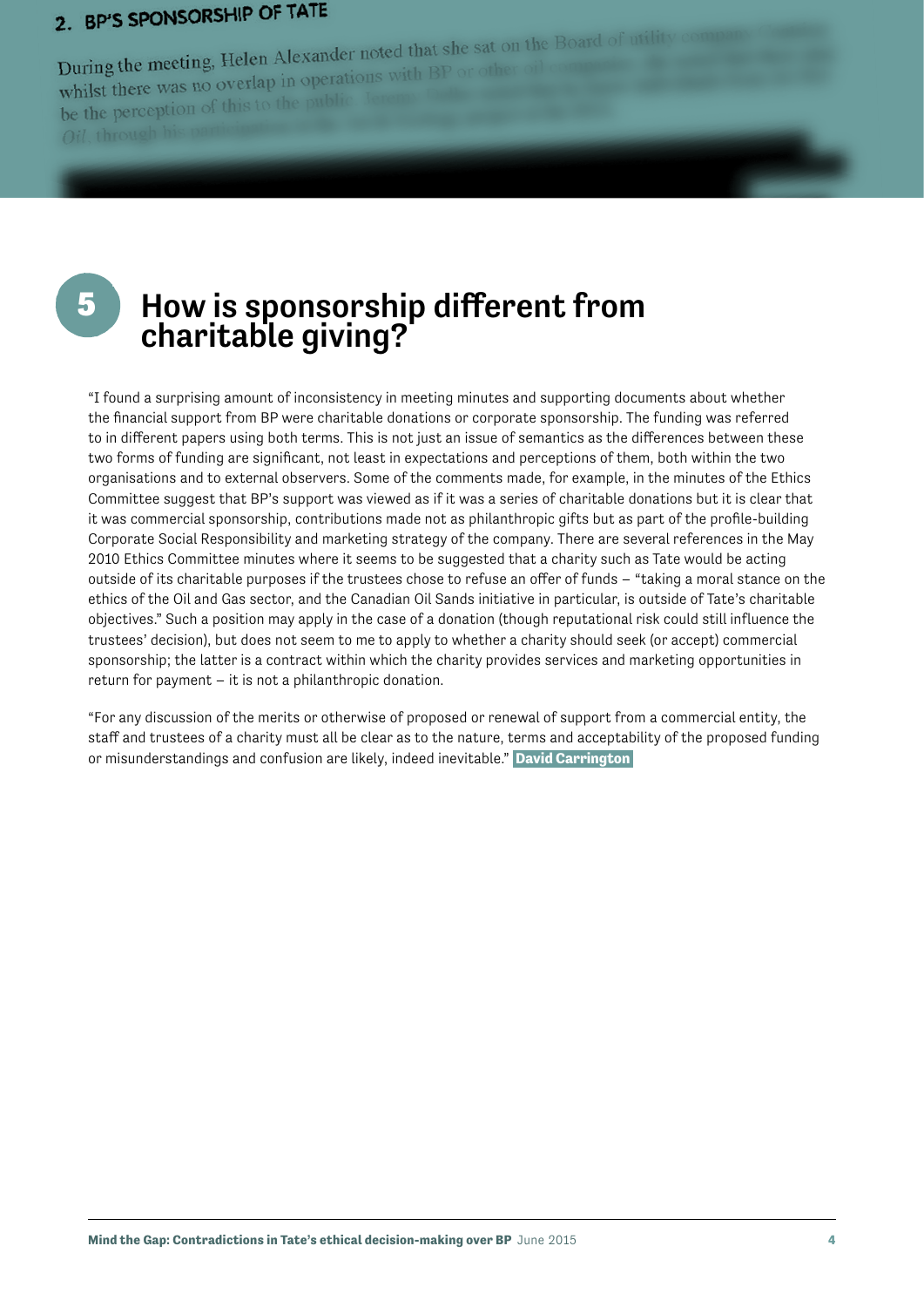## 2. BP'S SPONSORSHIP OF TATE

During the meeting, Helen Alexander noted that she sat on the Board of utility company... whilst there was no overlap in operations with BP or other oil companies... be the perception of this to the public...

## 5 How is sponsorship different from charitable giving?

"I found a surprising amount of inconsistency in meeting minutes and supporting documents about whether the financial support from BP were charitable donations or corporate sponsorship. The funding was referred to in different papers using both terms. This is not just an issue of semantics as the differences between these two forms of funding are significant, not least in expectations and perceptions of them, both within the two organisations and to external observers. Some of the comments made, for example, in the minutes of the Ethics Committee suggest that BP's support was viewed as if it was a series of charitable donations but it is clear that it was commercial sponsorship, contributions made not as philanthropic gifts but as part of the profile-building Corporate Social Responsibility and marketing strategy of the company. There are several references in the May 2010 Ethics Committee minutes where it seems to be suggested that a charity such as Tate would be acting outside of its charitable purposes if the trustees chose to refuse an offer of funds – "taking a moral stance on the ethics of the Oil and Gas sector, and the Canadian Oil Sands initiative in particular, is outside of Tate's charitable objectives." Such a position may apply in the case of a donation (though reputational risk could still influence the trustees' decision), but does not seem to me to apply to whether a charity should seek (or accept) commercial sponsorship; the latter is a contract within which the charity provides services and marketing opportunities in return for payment – it is not a philanthropic donation.

"For any discussion of the merits or otherwise of proposed or renewal of support from a commercial entity, the staff and trustees of a charity must all be clear as to the nature, terms and acceptability of the proposed funding or misunderstandings and confusion are likely, indeed inevitable." **David Carrington**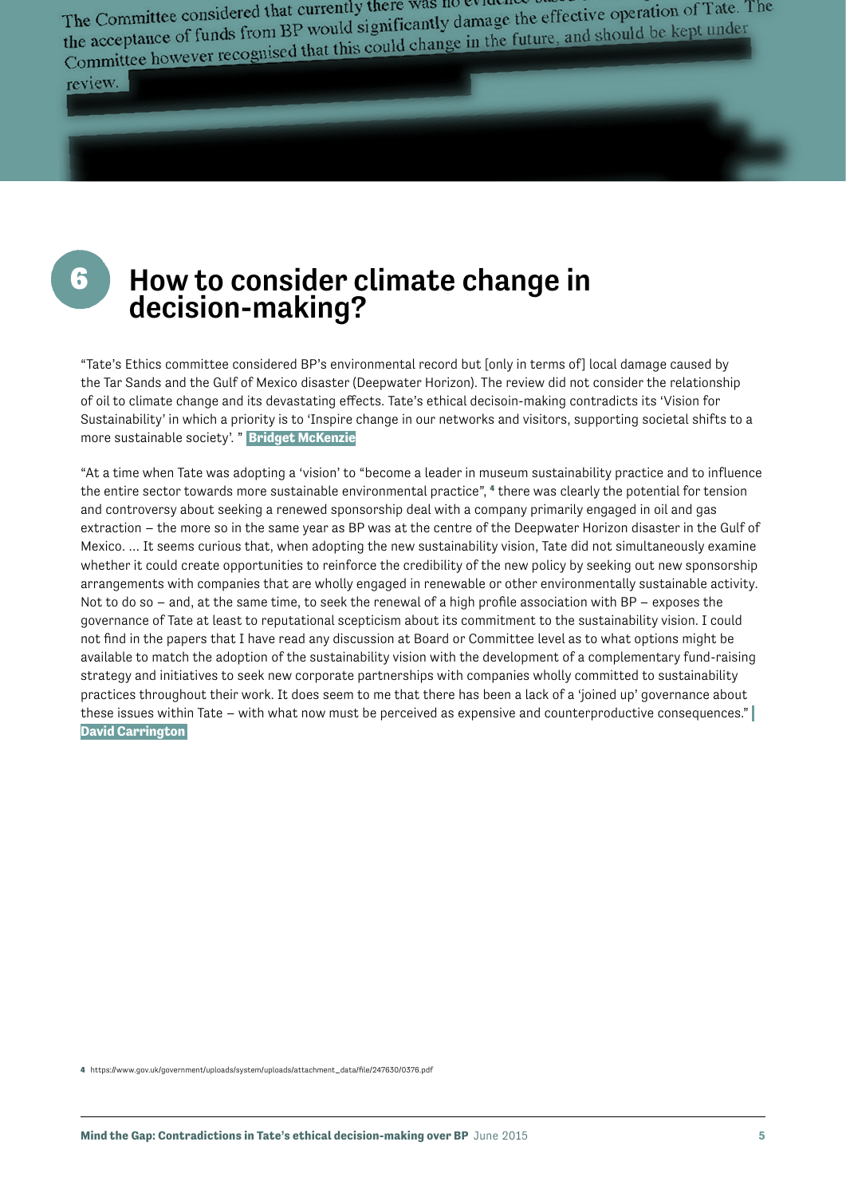The Committee considered that currently there was no evidence ... the acceptance of funds from BP would significantly damage the effective operation of Tate. The Committee however recognised that this could change in the future, and should be kept under review.

## 6 How to consider climate change in decision-making?

"Tate's Ethics committee considered BP's environmental record but [only in terms of] local damage caused by the Tar Sands and the Gulf of Mexico disaster (Deepwater Horizon). The review did not consider the relationship of oil to climate change and its devastating effects. Tate's ethical decisoin-making contradicts its 'Vision for Sustainability' in which a priority is to 'Inspire change in our networks and visitors, supporting societal shifts to a more sustainable society'. " **Bridget McKenzie**

"At a time when Tate was adopting a 'vision' to "become a leader in museum sustainability practice and to influence the entire sector towards more sustainable environmental practice", [4] there was clearly the potential for tension and controversy about seeking a renewed sponsorship deal with a company primarily engaged in oil and gas extraction – the more so in the same year as BP was at the centre of the Deepwater Horizon disaster in the Gulf of Mexico. ... It seems curious that, when adopting the new sustainability vision, Tate did not simultaneously examine whether it could create opportunities to reinforce the credibility of the new policy by seeking out new sponsorship arrangements with companies that are wholly engaged in renewable or other environmentally sustainable activity. Not to do so – and, at the same time, to seek the renewal of a high profile association with BP – exposes the governance of Tate at least to reputational scepticism about its commitment to the sustainability vision. I could not find in the papers that I have read any discussion at Board or Committee level as to what options might be available to match the adoption of the sustainability vision with the development of a complementary fund-raising strategy and initiatives to seek new corporate partnerships with companies wholly committed to sustainability practices throughout their work. It does seem to me that there has been a lack of a 'joined up' governance about these issues within Tate – with what now must be perceived as expensive and counterproductive consequences." **David Carrington**

[4] https://www.gov.uk/government/uploads/system/uploads/attachment_data/file/247630/0376.pdf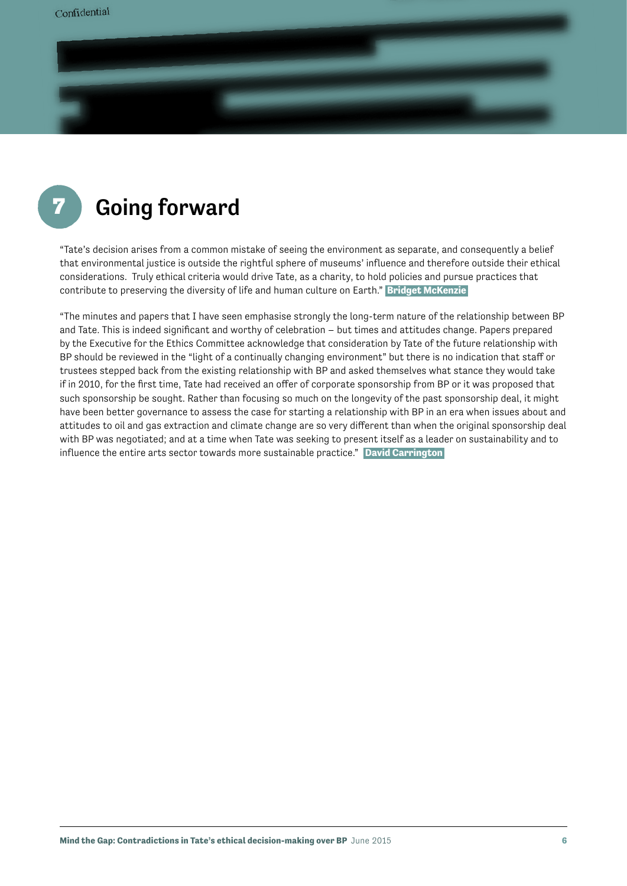Confidential

## 7 Going forward

"Tate's decision arises from a common mistake of seeing the environment as separate, and consequently a belief that environmental justice is outside the rightful sphere of museums' influence and therefore outside their ethical considerations. Truly ethical criteria would drive Tate, as a charity, to hold policies and pursue practices that contribute to preserving the diversity of life and human culture on Earth." **Bridget McKenzie**

"The minutes and papers that I have seen emphasise strongly the long-term nature of the relationship between BP and Tate. This is indeed significant and worthy of celebration – but times and attitudes change. Papers prepared by the Executive for the Ethics Committee acknowledge that consideration by Tate of the future relationship with BP should be reviewed in the "light of a continually changing environment" but there is no indication that staff or trustees stepped back from the existing relationship with BP and asked themselves what stance they would take if in 2010, for the first time, Tate had received an offer of corporate sponsorship from BP or it was proposed that such sponsorship be sought. Rather than focusing so much on the longevity of the past sponsorship deal, it might have been better governance to assess the case for starting a relationship with BP in an era when issues about and attitudes to oil and gas extraction and climate change are so very different than when the original sponsorship deal with BP was negotiated; and at a time when Tate was seeking to present itself as a leader on sustainability and to influence the entire arts sector towards more sustainable practice." **David Carrington**